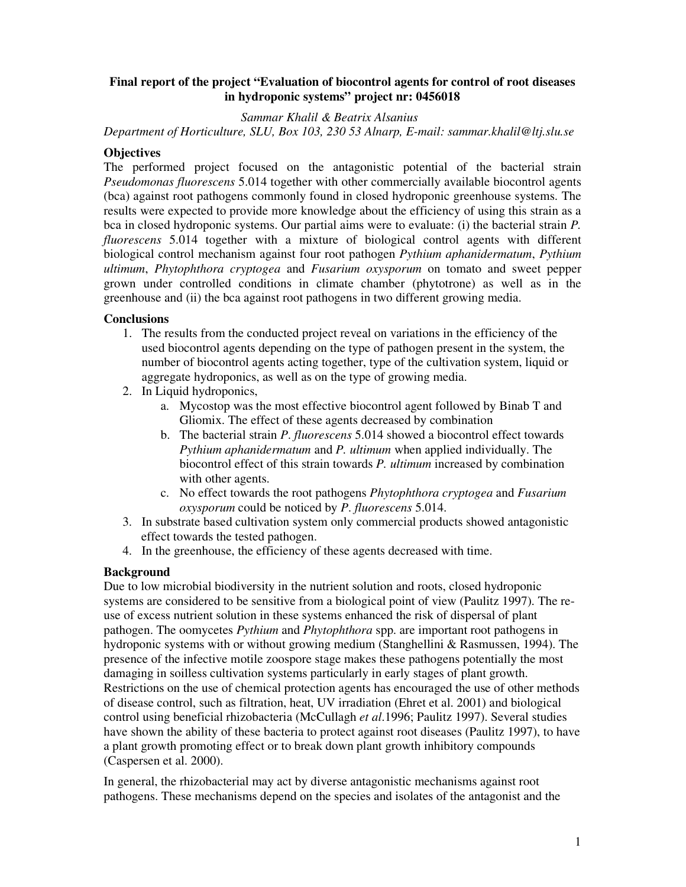**Final report of the project "Evaluation of biocontrol agents for control of root diseases in hydroponic systems" project nr: 0456018**

*Sammar Khalil & Beatrix Alsanius*

*Department of Horticulture, SLU, Box 103, 230 53 Alnarp, E-mail: sammar.khalil@ltj.slu.se*

## Objectives

The performed project focused on the antagonistic potential of the bacterial strain *Pseudomonas fluorescens* 5.014 together with other commercially available biocontrol agents (bca) against root pathogens commonly found in closed hydroponic greenhouse systems. The results were expected to provide more knowledge about the efficiency of using this strain as a bca in closed hydroponic systems. Our partial aims were to evaluate: (i) the bacterial strain *P. fluorescens* 5.014 together with a mixture of biological control agents with different biological control mechanism against four root pathogen *Pythium aphanidermatum*, *Pythium ultimum*, *Phytophthora cryptogea* and *Fusarium oxysporum* on tomato and sweet pepper grown under controlled conditions in climate chamber (phytotrone) as well as in the greenhouse and (ii) the bca against root pathogens in two different growing media.

## Conclusions

1. The results from the conducted project reveal on variations in the efficiency of the used biocontrol agents depending on the type of pathogen present in the system, the number of biocontrol agents acting together, type of the cultivation system, liquid or aggregate hydroponics, as well as on the type of growing media.
2. In Liquid hydroponics,
   a. Mycostop was the most effective biocontrol agent followed by Binab T and Gliomix. The effect of these agents decreased by combination
   b. The bacterial strain *P. fluorescens* 5.014 showed a biocontrol effect towards *Pythium aphanidermatum* and *P. ultimum* when applied individually. The biocontrol effect of this strain towards *P. ultimum* increased by combination with other agents.
   c. No effect towards the root pathogens *Phytophthora cryptogea* and *Fusarium oxysporum* could be noticed by *P. fluorescens* 5.014.
3. In substrate based cultivation system only commercial products showed antagonistic effect towards the tested pathogen.
4. In the greenhouse, the efficiency of these agents decreased with time.

## Background

Due to low microbial biodiversity in the nutrient solution and roots, closed hydroponic systems are considered to be sensitive from a biological point of view (Paulitz 1997). The re-use of excess nutrient solution in these systems enhanced the risk of dispersal of plant pathogen. The oomycetes *Pythium* and *Phytophthora* spp. are important root pathogens in hydroponic systems with or without growing medium (Stanghellini & Rasmussen, 1994). The presence of the infective motile zoospore stage makes these pathogens potentially the most damaging in soilless cultivation systems particularly in early stages of plant growth. Restrictions on the use of chemical protection agents has encouraged the use of other methods of disease control, such as filtration, heat, UV irradiation (Ehret et al. 2001) and biological control using beneficial rhizobacteria (McCullagh *et al.*1996; Paulitz 1997). Several studies have shown the ability of these bacteria to protect against root diseases (Paulitz 1997), to have a plant growth promoting effect or to break down plant growth inhibitory compounds (Caspersen et al. 2000).

In general, the rhizobacterial may act by diverse antagonistic mechanisms against root pathogens. These mechanisms depend on the species and isolates of the antagonist and the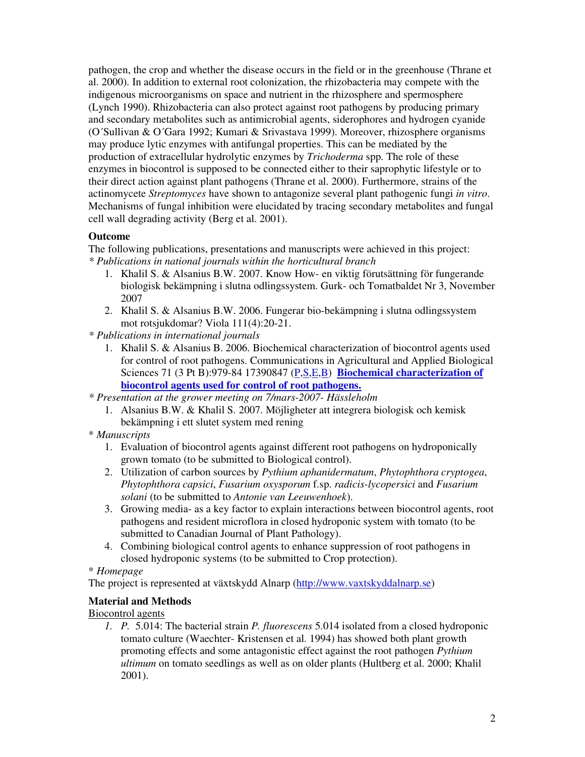pathogen, the crop and whether the disease occurs in the field or in the greenhouse (Thrane et al. 2000). In addition to external root colonization, the rhizobacteria may compete with the indigenous microorganisms on space and nutrient in the rhizosphere and spermosphere (Lynch 1990). Rhizobacteria can also protect against root pathogens by producing primary and secondary metabolites such as antimicrobial agents, siderophores and hydrogen cyanide (O´Sullivan & O´Gara 1992; Kumari & Srivastava 1999). Moreover, rhizosphere organisms may produce lytic enzymes with antifungal properties. This can be mediated by the production of extracellular hydrolytic enzymes by *Trichoderma* spp. The role of these enzymes in biocontrol is supposed to be connected either to their saprophytic lifestyle or to their direct action against plant pathogens (Thrane et al. 2000). Furthermore, strains of the actinomycete *Streptomyces* have shown to antagonize several plant pathogenic fungi *in vitro*. Mechanisms of fungal inhibition were elucidated by tracing secondary metabolites and fungal cell wall degrading activity (Berg et al. 2001).

**Outcome**

The following publications, presentations and manuscripts were achieved in this project:

\* *Publications in national journals within the horticultural branch*

1. Khalil S. & Alsanius B.W. 2007. Know How- en viktig förutsättning för fungerande biologisk bekämpning i slutna odlingssystem. Gurk- och Tomatbaldet Nr 3, November 2007
2. Khalil S. & Alsanius B.W. 2006. Fungerar bio-bekämpning i slutna odlingssystem mot rotsjukdomar? Viola 111(4):20-21.

\* *Publications in international journals*

1. Khalil S. & Alsanius B. 2006. Biochemical characterization of biocontrol agents used for control of root pathogens. Communications in Agricultural and Applied Biological Sciences 71 (3 Pt B):979-84 17390847 (P,S,E,B) **Biochemical characterization of biocontrol agents used for control of root pathogens.**

\* *Presentation at the grower meeting on 7/mars-2007- Hässleholm*

1. Alsanius B.W. & Khalil S. 2007. Möjligheter att integrera biologisk och kemisk bekämpning i ett slutet system med rening

\* *Manuscripts*

1. Evaluation of biocontrol agents against different root pathogens on hydroponically grown tomato (to be submitted to Biological control).
2. Utilization of carbon sources by *Pythium aphanidermatum*, *Phytophthora cryptogea*, *Phytophthora capsici*, *Fusarium oxysporum* f.sp. *radicis-lycopersici* and *Fusarium solani* (to be submitted to *Antonie van Leeuwenhoek*).
3. Growing media- as a key factor to explain interactions between biocontrol agents, root pathogens and resident microflora in closed hydroponic system with tomato (to be submitted to Canadian Journal of Plant Pathology).
4. Combining biological control agents to enhance suppression of root pathogens in closed hydroponic systems (to be submitted to Crop protection).

\* *Homepage*

The project is represented at växtskydd Alnarp (http://www.vaxtskyddalnarp.se)

**Material and Methods**

Biocontrol agents

1. *P.* 5.014: The bacterial strain *P. fluorescens* 5.014 isolated from a closed hydroponic tomato culture (Waechter- Kristensen et al. 1994) has showed both plant growth promoting effects and some antagonistic effect against the root pathogen *Pythium ultimum* on tomato seedlings as well as on older plants (Hultberg et al. 2000; Khalil 2001).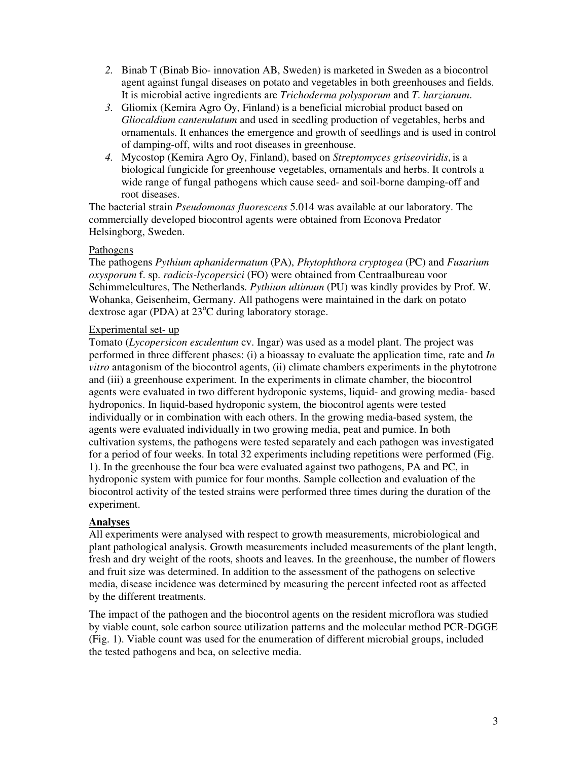2. Binab T (Binab Bio- innovation AB, Sweden) is marketed in Sweden as a biocontrol agent against fungal diseases on potato and vegetables in both greenhouses and fields. It is microbial active ingredients are *Trichoderma polysporum* and *T. harzianum*.
3. Gliomix (Kemira Agro Oy, Finland) is a beneficial microbial product based on *Gliocaldium cantenulatum* and used in seedling production of vegetables, herbs and ornamentals. It enhances the emergence and growth of seedlings and is used in control of damping-off, wilts and root diseases in greenhouse.
4. Mycostop (Kemira Agro Oy, Finland), based on *Streptomyces griseoviridis*, is a biological fungicide for greenhouse vegetables, ornamentals and herbs. It controls a wide range of fungal pathogens which cause seed- and soil-borne damping-off and root diseases.

The bacterial strain *Pseudomonas fluorescens* 5.014 was available at our laboratory. The commercially developed biocontrol agents were obtained from Econova Predator Helsingborg, Sweden.

Pathogens

The pathogens *Pythium aphanidermatum* (PA), *Phytophthora cryptogea* (PC) and *Fusarium oxysporum* f. sp. *radicis-lycopersici* (FO) were obtained from Centraalbureau voor Schimmelcultures, The Netherlands. *Pythium ultimum* (PU) was kindly provides by Prof. W. Wohanka, Geisenheim, Germany. All pathogens were maintained in the dark on potato dextrose agar (PDA) at 23°C during laboratory storage.

Experimental set- up

Tomato (*Lycopersicon esculentum* cv. Ingar) was used as a model plant. The project was performed in three different phases: (i) a bioassay to evaluate the application time, rate and *In vitro* antagonism of the biocontrol agents, (ii) climate chambers experiments in the phytotrone and (iii) a greenhouse experiment. In the experiments in climate chamber, the biocontrol agents were evaluated in two different hydroponic systems, liquid- and growing media- based hydroponics. In liquid-based hydroponic system, the biocontrol agents were tested individually or in combination with each others. In the growing media-based system, the agents were evaluated individually in two growing media, peat and pumice. In both cultivation systems, the pathogens were tested separately and each pathogen was investigated for a period of four weeks. In total 32 experiments including repetitions were performed (Fig. 1). In the greenhouse the four bca were evaluated against two pathogens, PA and PC, in hydroponic system with pumice for four months. Sample collection and evaluation of the biocontrol activity of the tested strains were performed three times during the duration of the experiment.

**Analyses**

All experiments were analysed with respect to growth measurements, microbiological and plant pathological analysis. Growth measurements included measurements of the plant length, fresh and dry weight of the roots, shoots and leaves. In the greenhouse, the number of flowers and fruit size was determined. In addition to the assessment of the pathogens on selective media, disease incidence was determined by measuring the percent infected root as affected by the different treatments.

The impact of the pathogen and the biocontrol agents on the resident microflora was studied by viable count, sole carbon source utilization patterns and the molecular method PCR-DGGE (Fig. 1). Viable count was used for the enumeration of different microbial groups, included the tested pathogens and bca, on selective media.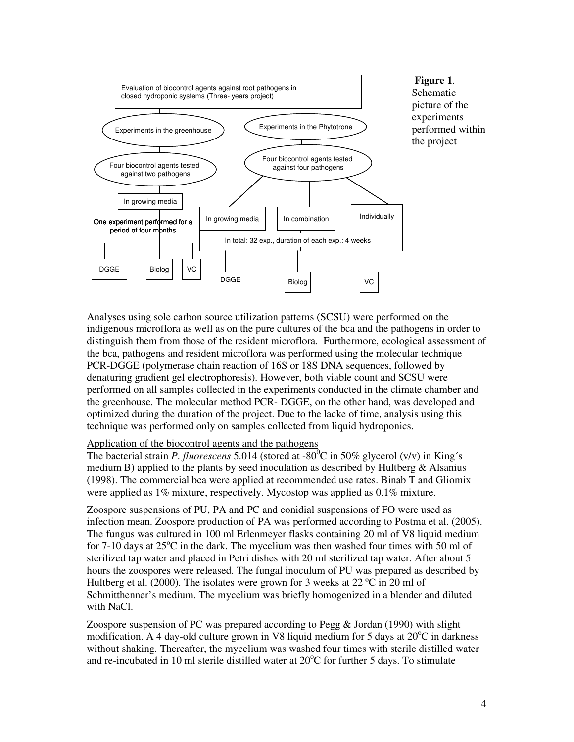Evaluation of biocontrol agents against root pathogens in closed hydroponic systems (Three- years project)

Experiments in the greenhouse

Four biocontrol agents tested against two pathogens

In growing media

One experiment performed for a period of four months

DGGE | Biolog | VC

Experiments in the Phytotrone

Four biocontrol agents tested against four pathogens

In growing media | In combination | Individually

In total: 32 exp., duration of each exp.: 4 weeks

DGGE | Biolog | VC

**Figure 1**. Schematic picture of the experiments performed within the project

Analyses using sole carbon source utilization patterns (SCSU) were performed on the indigenous microflora as well as on the pure cultures of the bca and the pathogens in order to distinguish them from those of the resident microflora. Furthermore, ecological assessment of the bca, pathogens and resident microflora was performed using the molecular technique PCR-DGGE (polymerase chain reaction of 16S or 18S DNA sequences, followed by denaturing gradient gel electrophoresis). However, both viable count and SCSU were performed on all samples collected in the experiments conducted in the climate chamber and the greenhouse. The molecular method PCR- DGGE, on the other hand, was developed and optimized during the duration of the project. Due to the lacke of time, analysis using this technique was performed only on samples collected from liquid hydroponics.

Application of the biocontrol agents and the pathogens

The bacterial strain *P. fluorescens* 5.014 (stored at -80$^0$C in 50% glycerol (v/v) in King´s medium B) applied to the plants by seed inoculation as described by Hultberg & Alsanius (1998). The commercial bca were applied at recommended use rates. Binab T and Gliomix were applied as 1% mixture, respectively. Mycostop was applied as 0.1% mixture.

Zoospore suspensions of PU, PA and PC and conidial suspensions of FO were used as infection mean. Zoospore production of PA was performed according to Postma et al. (2005). The fungus was cultured in 100 ml Erlenmeyer flasks containing 20 ml of V8 liquid medium for 7-10 days at 25$^o$C in the dark. The mycelium was then washed four times with 50 ml of sterilized tap water and placed in Petri dishes with 20 ml sterilized tap water. After about 5 hours the zoospores were released. The fungal inoculum of PU was prepared as described by Hultberg et al. (2000). The isolates were grown for 3 weeks at 22 ºC in 20 ml of Schmitthenner's medium. The mycelium was briefly homogenized in a blender and diluted with NaCl.

Zoospore suspension of PC was prepared according to Pegg & Jordan (1990) with slight modification. A 4 day-old culture grown in V8 liquid medium for 5 days at 20$^o$C in darkness without shaking. Thereafter, the mycelium was washed four times with sterile distilled water and re-incubated in 10 ml sterile distilled water at 20$^o$C for further 5 days. To stimulate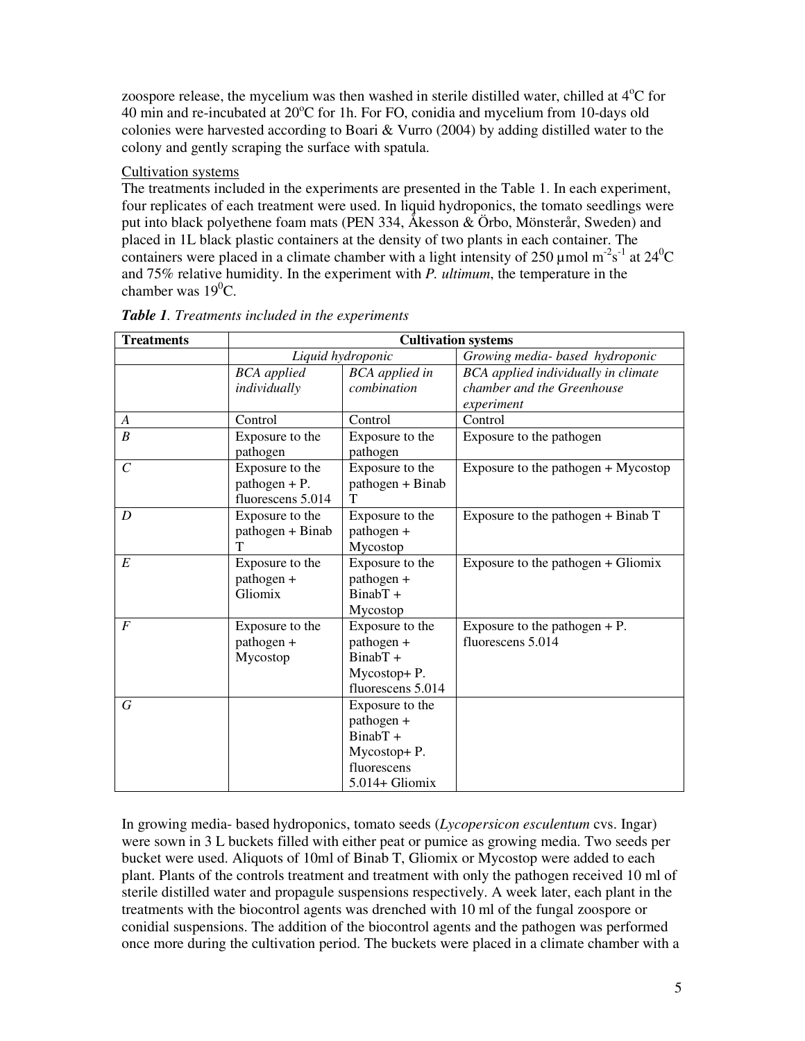zoospore release, the mycelium was then washed in sterile distilled water, chilled at 4°C for 40 min and re-incubated at 20°C for 1h. For FO, conidia and mycelium from 10-days old colonies were harvested according to Boari & Vurro (2004) by adding distilled water to the colony and gently scraping the surface with spatula.

Cultivation systems

The treatments included in the experiments are presented in the Table 1. In each experiment, four replicates of each treatment were used. In liquid hydroponics, the tomato seedlings were put into black polyethene foam mats (PEN 334, Åkesson & Örbo, Mönsterår, Sweden) and placed in 1L black plastic containers at the density of two plants in each container. The containers were placed in a climate chamber with a light intensity of 250 µmol $m^{-2}s^{-1}$ at 24°C and 75% relative humidity. In the experiment with *P. ultimum*, the temperature in the chamber was 19°C.

***Table 1**. Treatments included in the experiments*

| **Treatments** | **Cultivation systems** | | |
|---|---|---|---|
| | *Liquid hydroponic* | | *Growing media- based hydroponic* |
| | *BCA applied individually* | *BCA applied in combination* | *BCA applied individually in climate chamber and the Greenhouse experiment* |
| *A* | Control | Control | Control |
| *B* | Exposure to the pathogen | Exposure to the pathogen | Exposure to the pathogen |
| *C* | Exposure to the pathogen + P. fluorescens 5.014 | Exposure to the pathogen + Binab T | Exposure to the pathogen + Mycostop |
| *D* | Exposure to the pathogen + Binab T | Exposure to the pathogen + Mycostop | Exposure to the pathogen + Binab T |
| *E* | Exposure to the pathogen + Gliomix | Exposure to the pathogen + BinabT + Mycostop | Exposure to the pathogen + Gliomix |
| *F* | Exposure to the pathogen + Mycostop | Exposure to the pathogen + BinabT + Mycostop+ P. fluorescens 5.014 | Exposure to the pathogen + P. fluorescens 5.014 |
| *G* | | Exposure to the pathogen + BinabT + Mycostop+ P. fluorescens 5.014+ Gliomix | |

In growing media- based hydroponics, tomato seeds (*Lycopersicon esculentum* cvs. Ingar) were sown in 3 L buckets filled with either peat or pumice as growing media. Two seeds per bucket were used. Aliquots of 10ml of Binab T, Gliomix or Mycostop were added to each plant. Plants of the controls treatment and treatment with only the pathogen received 10 ml of sterile distilled water and propagule suspensions respectively. A week later, each plant in the treatments with the biocontrol agents was drenched with 10 ml of the fungal zoospore or conidial suspensions. The addition of the biocontrol agents and the pathogen was performed once more during the cultivation period. The buckets were placed in a climate chamber with a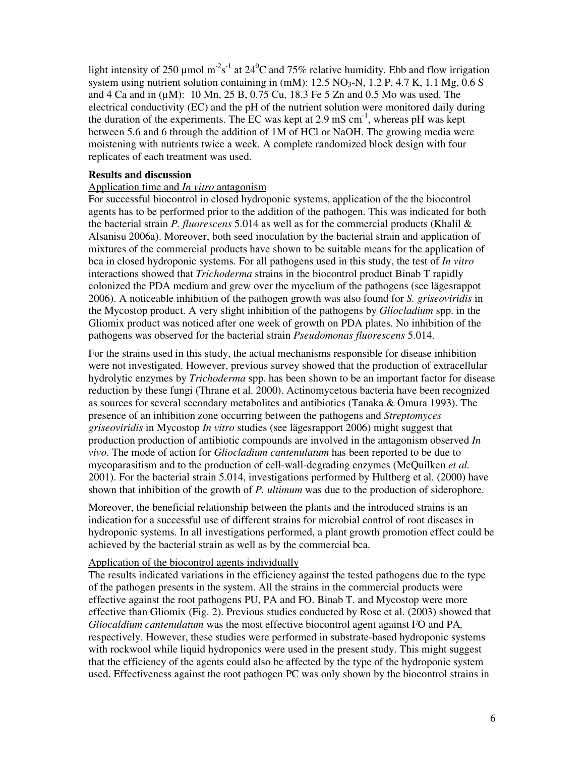light intensity of 250 µmol $m^{-2}s^{-1}$ at $24^0$C and 75% relative humidity. Ebb and flow irrigation system using nutrient solution containing in (mM): 12.5 $NO_3$-N, 1.2 P, 4.7 K, 1.1 Mg, 0.6 S and 4 Ca and in (µM): 10 Mn, 25 B, 0.75 Cu, 18.3 Fe 5 Zn and 0.5 Mo was used. The electrical conductivity (EC) and the pH of the nutrient solution were monitored daily during the duration of the experiments. The EC was kept at 2.9 mS $cm^{-1}$, whereas pH was kept between 5.6 and 6 through the addition of 1M of HCl or NaOH. The growing media were moistening with nutrients twice a week. A complete randomized block design with four replicates of each treatment was used.

**Results and discussion**

Application time and *In vitro* antagonism

For successful biocontrol in closed hydroponic systems, application of the the biocontrol agents has to be performed prior to the addition of the pathogen. This was indicated for both the bacterial strain *P. fluorescens* 5.014 as well as for the commercial products (Khalil & Alsanisu 2006a). Moreover, both seed inoculation by the bacterial strain and application of mixtures of the commercial products have shown to be suitable means for the application of bca in closed hydroponic systems. For all pathogens used in this study, the test of *In vitro* interactions showed that *Trichoderma* strains in the biocontrol product Binab T rapidly colonized the PDA medium and grew over the mycelium of the pathogens (see lägesrappot 2006). A noticeable inhibition of the pathogen growth was also found for *S. griseoviridis* in the Mycostop product. A very slight inhibition of the pathogens by *Gliocladium* spp. in the Gliomix product was noticed after one week of growth on PDA plates. No inhibition of the pathogens was observed for the bacterial strain *Pseudomonas fluorescens* 5.014.

For the strains used in this study, the actual mechanisms responsible for disease inhibition were not investigated. However, previous survey showed that the production of extracellular hydrolytic enzymes by *Trichoderma* spp. has been shown to be an important factor for disease reduction by these fungi (Thrane et al. 2000). Actinomycetous bacteria have been recognized as sources for several secondary metabolites and antibiotics (Tanaka & Ōmura 1993). The presence of an inhibition zone occurring between the pathogens and *Streptomyces griseoviridis* in Mycostop *In vitro* studies (see lägesrapport 2006) might suggest that production production of antibiotic compounds are involved in the antagonism observed *In vivo*. The mode of action for *Gliocladium cantenulatum* has been reported to be due to mycoparasitism and to the production of cell-wall-degrading enzymes (McQuilken *et al.* 2001). For the bacterial strain 5.014, investigations performed by Hultberg et al. (2000) have shown that inhibition of the growth of *P. ultimum* was due to the production of siderophore.

Moreover, the beneficial relationship between the plants and the introduced strains is an indication for a successful use of different strains for microbial control of root diseases in hydroponic systems. In all investigations performed, a plant growth promotion effect could be achieved by the bacterial strain as well as by the commercial bca.

Application of the biocontrol agents individually

The results indicated variations in the efficiency against the tested pathogens due to the type of the pathogen presents in the system. All the strains in the commercial products were effective against the root pathogens PU, PA and FO. Binab T. and Mycostop were more effective than Gliomix (Fig. 2). Previous studies conducted by Rose et al. (2003) showed that *Gliocaldium cantenulatum* was the most effective biocontrol agent against FO and PA, respectively. However, these studies were performed in substrate-based hydroponic systems with rockwool while liquid hydroponics were used in the present study. This might suggest that the efficiency of the agents could also be affected by the type of the hydroponic system used. Effectiveness against the root pathogen PC was only shown by the biocontrol strains in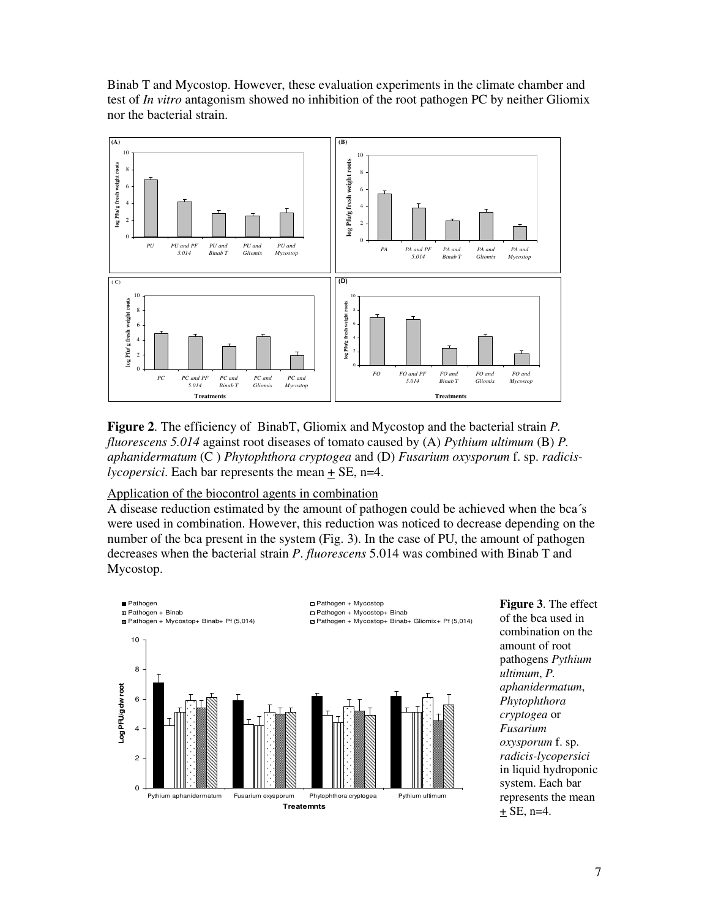Binab T and Mycostop. However, these evaluation experiments in the climate chamber and test of *In vitro* antagonism showed no inhibition of the root pathogen PC by neither Gliomix nor the bacterial strain.

**Figure 2**. The efficiency of BinabT, Gliomix and Mycostop and the bacterial strain *P. fluorescens 5.014* against root diseases of tomato caused by (A) *Pythium ultimum* (B) *P. aphanidermatum* (C ) *Phytophthora cryptogea* and (D) *Fusarium oxysporum* f. sp. *radicis-lycopersici*. Each bar represents the mean + SE, n=4.

Application of the biocontrol agents in combination

A disease reduction estimated by the amount of pathogen could be achieved when the bca´s were used in combination. However, this reduction was noticed to decrease depending on the number of the bca present in the system (Fig. 3). In the case of PU, the amount of pathogen decreases when the bacterial strain *P. fluorescens* 5.014 was combined with Binab T and Mycostop.

**Figure 3**. The effect of the bca used in combination on the amount of root pathogens *Pythium ultimum*, *P. aphanidermatum*, *Phytophthora cryptogea* or *Fusarium oxysporum* f. sp. *radicis-lycopersici* in liquid hydroponic system. Each bar represents the mean + SE, n=4.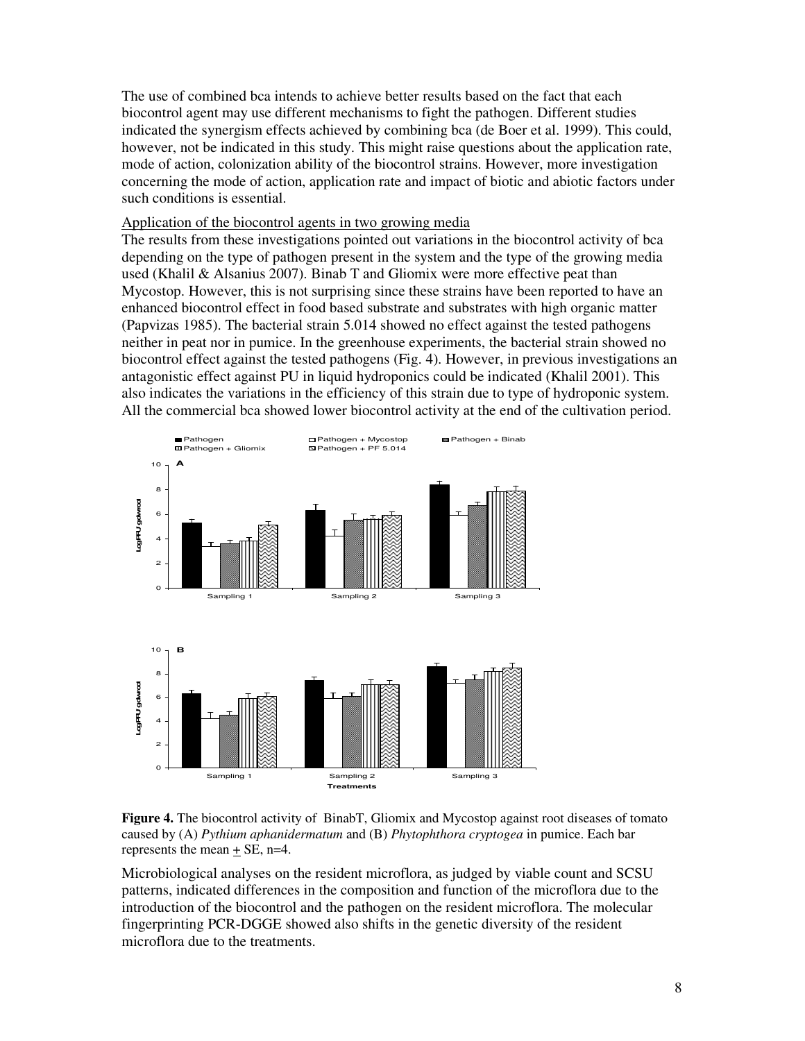The use of combined bca intends to achieve better results based on the fact that each biocontrol agent may use different mechanisms to fight the pathogen. Different studies indicated the synergism effects achieved by combining bca (de Boer et al. 1999). This could, however, not be indicated in this study. This might raise questions about the application rate, mode of action, colonization ability of the biocontrol strains. However, more investigation concerning the mode of action, application rate and impact of biotic and abiotic factors under such conditions is essential.

Application of the biocontrol agents in two growing media

The results from these investigations pointed out variations in the biocontrol activity of bca depending on the type of pathogen present in the system and the type of the growing media used (Khalil & Alsanius 2007). Binab T and Gliomix were more effective peat than Mycostop. However, this is not surprising since these strains have been reported to have an enhanced biocontrol effect in food based substrate and substrates with high organic matter (Papvizas 1985). The bacterial strain 5.014 showed no effect against the tested pathogens neither in peat nor in pumice. In the greenhouse experiments, the bacterial strain showed no biocontrol effect against the tested pathogens (Fig. 4). However, in previous investigations an antagonistic effect against PU in liquid hydroponics could be indicated (Khalil 2001). This also indicates the variations in the efficiency of this strain due to type of hydroponic system. All the commercial bca showed lower biocontrol activity at the end of the cultivation period.

**Figure 4.** The biocontrol activity of BinabT, Gliomix and Mycostop against root diseases of tomato caused by (A) *Pythium aphanidermatum* and (B) *Phytophthora cryptogea* in pumice. Each bar represents the mean + SE, n=4.

Microbiological analyses on the resident microflora, as judged by viable count and SCSU patterns, indicated differences in the composition and function of the microflora due to the introduction of the biocontrol and the pathogen on the resident microflora. The molecular fingerprinting PCR-DGGE showed also shifts in the genetic diversity of the resident microflora due to the treatments.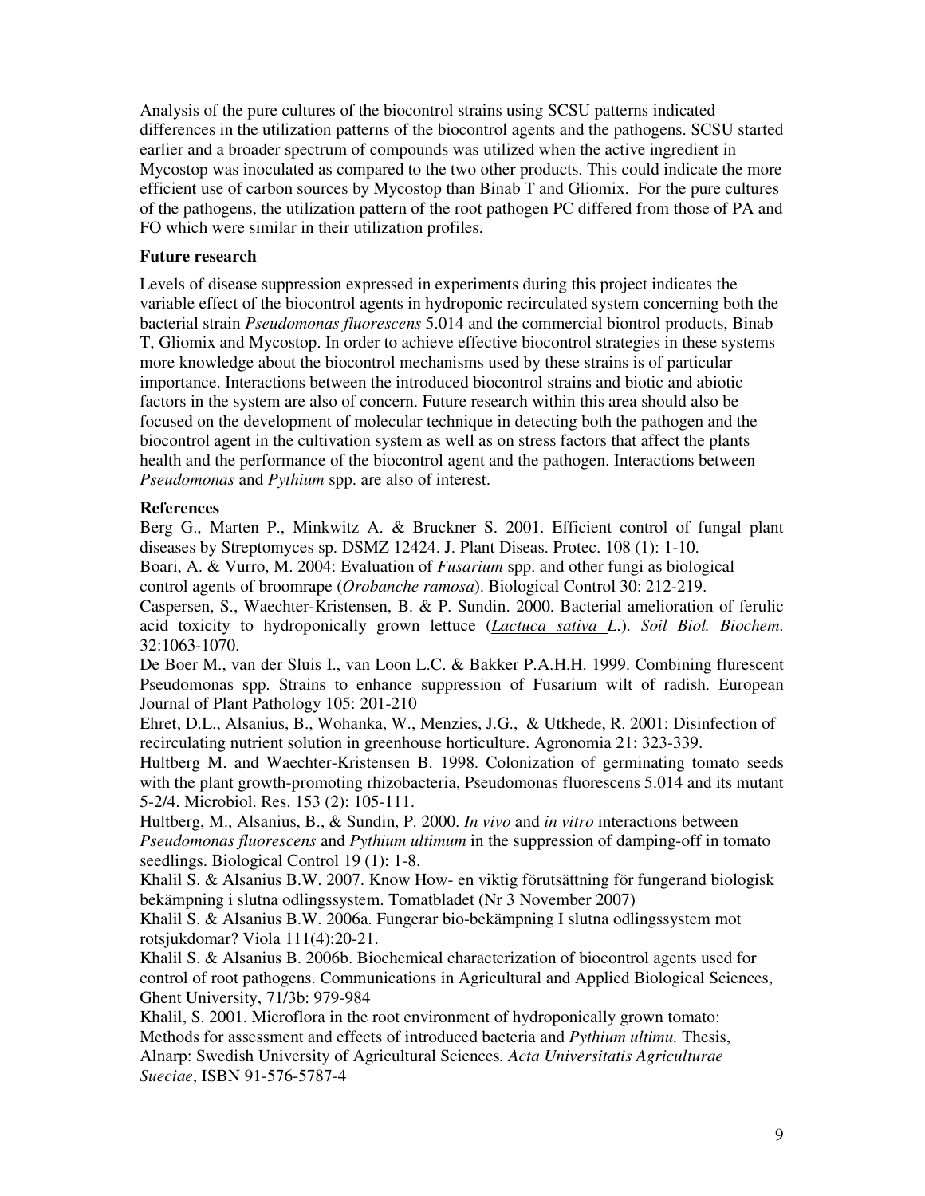Analysis of the pure cultures of the biocontrol strains using SCSU patterns indicated differences in the utilization patterns of the biocontrol agents and the pathogens. SCSU started earlier and a broader spectrum of compounds was utilized when the active ingredient in Mycostop was inoculated as compared to the two other products. This could indicate the more efficient use of carbon sources by Mycostop than Binab T and Gliomix. For the pure cultures of the pathogens, the utilization pattern of the root pathogen PC differed from those of PA and FO which were similar in their utilization profiles.

**Future research**

Levels of disease suppression expressed in experiments during this project indicates the variable effect of the biocontrol agents in hydroponic recirculated system concerning both the bacterial strain *Pseudomonas fluorescens* 5.014 and the commercial biontrol products, Binab T, Gliomix and Mycostop. In order to achieve effective biocontrol strategies in these systems more knowledge about the biocontrol mechanisms used by these strains is of particular importance. Interactions between the introduced biocontrol strains and biotic and abiotic factors in the system are also of concern. Future research within this area should also be focused on the development of molecular technique in detecting both the pathogen and the biocontrol agent in the cultivation system as well as on stress factors that affect the plants health and the performance of the biocontrol agent and the pathogen. Interactions between *Pseudomonas* and *Pythium* spp. are also of interest.

**References**

Berg G., Marten P., Minkwitz A. & Bruckner S. 2001. Efficient control of fungal plant diseases by Streptomyces sp. DSMZ 12424. J. Plant Diseas. Protec. 108 (1): 1-10.

Boari, A. & Vurro, M. 2004: Evaluation of *Fusarium* spp. and other fungi as biological control agents of broomrape (*Orobanche ramosa*). Biological Control 30: 212-219.

Caspersen, S., Waechter-Kristensen, B. & P. Sundin. 2000. Bacterial amelioration of ferulic acid toxicity to hydroponically grown lettuce (*Lactuca sativa L.*). *Soil Biol. Biochem.* 32:1063-1070.

De Boer M., van der Sluis I., van Loon L.C. & Bakker P.A.H.H. 1999. Combining flurescent Pseudomonas spp. Strains to enhance suppression of Fusarium wilt of radish. European Journal of Plant Pathology 105: 201-210

Ehret, D.L., Alsanius, B., Wohanka, W., Menzies, J.G., & Utkhede, R. 2001: Disinfection of recirculating nutrient solution in greenhouse horticulture. Agronomia 21: 323-339.

Hultberg M. and Waechter-Kristensen B. 1998. Colonization of germinating tomato seeds with the plant growth-promoting rhizobacteria, Pseudomonas fluorescens 5.014 and its mutant 5-2/4. Microbiol. Res. 153 (2): 105-111.

Hultberg, M., Alsanius, B., & Sundin, P. 2000. *In vivo* and *in vitro* interactions between *Pseudomonas fluorescens* and *Pythium ultimum* in the suppression of damping-off in tomato seedlings. Biological Control 19 (1): 1-8.

Khalil S. & Alsanius B.W. 2007. Know How- en viktig förutsättning för fungerand biologisk bekämpning i slutna odlingssystem. Tomatbladet (Nr 3 November 2007)

Khalil S. & Alsanius B.W. 2006a. Fungerar bio-bekämpning I slutna odlingssystem mot rotsjukdomar? Viola 111(4):20-21.

Khalil S. & Alsanius B. 2006b. Biochemical characterization of biocontrol agents used for control of root pathogens. Communications in Agricultural and Applied Biological Sciences, Ghent University, 71/3b: 979-984

Khalil, S. 2001. Microflora in the root environment of hydroponically grown tomato: Methods for assessment and effects of introduced bacteria and *Pythium ultimu.* Thesis, Alnarp: Swedish University of Agricultural Sciences*. Acta Universitatis Agriculturae Sueciae*, ISBN 91-576-5787-4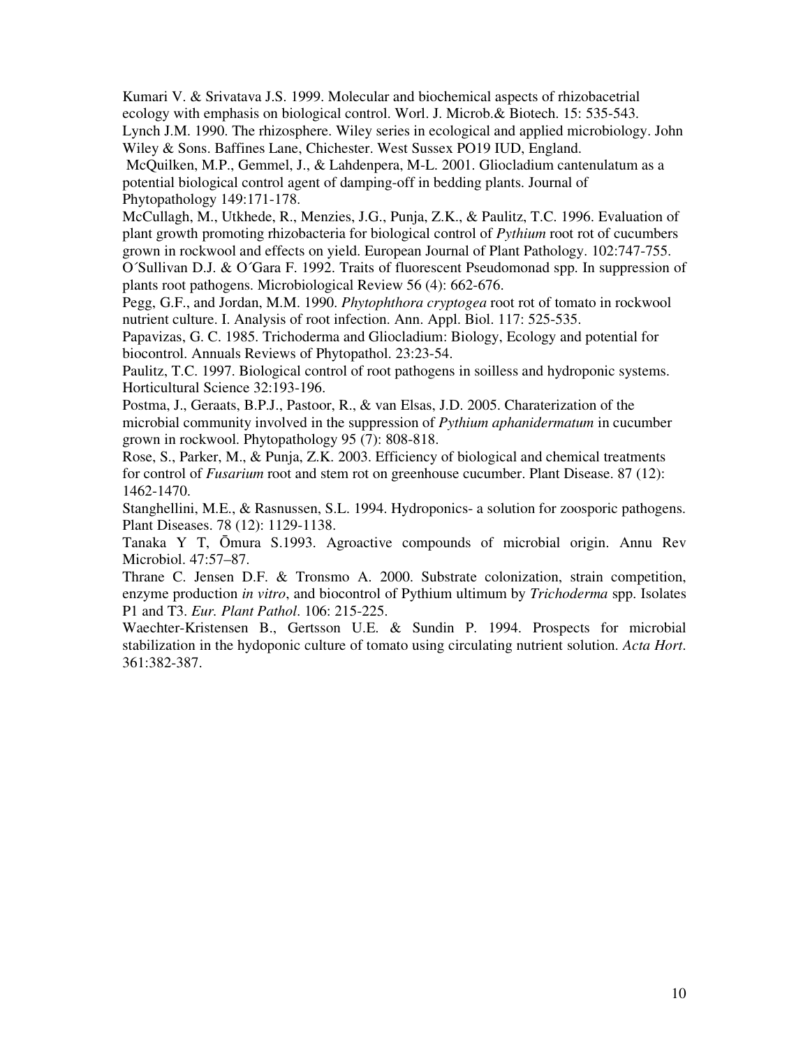Kumari V. & Srivatava J.S. 1999. Molecular and biochemical aspects of rhizobacetrial ecology with emphasis on biological control. Worl. J. Microb.& Biotech. 15: 535-543.

Lynch J.M. 1990. The rhizosphere. Wiley series in ecological and applied microbiology. John Wiley & Sons. Baffines Lane, Chichester. West Sussex PO19 IUD, England.

McQuilken, M.P., Gemmel, J., & Lahdenpera, M-L. 2001. Gliocladium cantenulatum as a potential biological control agent of damping-off in bedding plants. Journal of Phytopathology 149:171-178.

McCullagh, M., Utkhede, R., Menzies, J.G., Punja, Z.K., & Paulitz, T.C. 1996. Evaluation of plant growth promoting rhizobacteria for biological control of *Pythium* root rot of cucumbers grown in rockwool and effects on yield. European Journal of Plant Pathology. 102:747-755.

O´Sullivan D.J. & O´Gara F. 1992. Traits of fluorescent Pseudomonad spp. In suppression of plants root pathogens. Microbiological Review 56 (4): 662-676.

Pegg, G.F., and Jordan, M.M. 1990. *Phytophthora cryptogea* root rot of tomato in rockwool nutrient culture. I. Analysis of root infection. Ann. Appl. Biol. 117: 525-535.

Papavizas, G. C. 1985. Trichoderma and Gliocladium: Biology, Ecology and potential for biocontrol. Annuals Reviews of Phytopathol. 23:23-54.

Paulitz, T.C. 1997. Biological control of root pathogens in soilless and hydroponic systems. Horticultural Science 32:193-196.

Postma, J., Geraats, B.P.J., Pastoor, R., & van Elsas, J.D. 2005. Charaterization of the microbial community involved in the suppression of *Pythium aphanidermatum* in cucumber grown in rockwool. Phytopathology 95 (7): 808-818.

Rose, S., Parker, M., & Punja, Z.K. 2003. Efficiency of biological and chemical treatments for control of *Fusarium* root and stem rot on greenhouse cucumber. Plant Disease. 87 (12): 1462-1470.

Stanghellini, M.E., & Rasnussen, S.L. 1994. Hydroponics- a solution for zoosporic pathogens. Plant Diseases. 78 (12): 1129-1138.

Tanaka Y T, Ōmura S.1993. Agroactive compounds of microbial origin. Annu Rev Microbiol. 47:57–87.

Thrane C. Jensen D.F. & Tronsmo A. 2000. Substrate colonization, strain competition, enzyme production *in vitro*, and biocontrol of Pythium ultimum by *Trichoderma* spp. Isolates P1 and T3. *Eur. Plant Pathol*. 106: 215-225.

Waechter-Kristensen B., Gertsson U.E. & Sundin P. 1994. Prospects for microbial stabilization in the hydoponic culture of tomato using circulating nutrient solution. *Acta Hort*. 361:382-387.